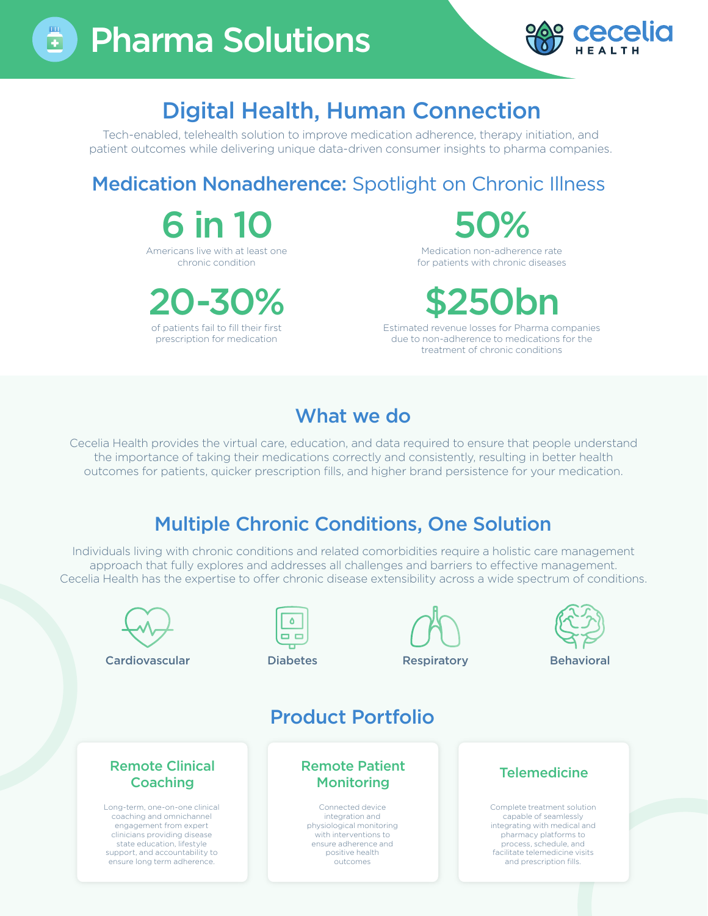# Pharma Solutions

cecelia HEALTH

## Digital Health, Human Connection

Tech-enabled, telehealth solution to improve medication adherence, therapy initiation, and patient outcomes while delivering unique data-driven consumer insights to pharma companies.

## Medication Nonadherence: Spotlight on Chronic Illness

**6 in 10**

Americans live with at least one chronic condition

**50%**

Medication non-adherence rate for patients with chronic diseases

**20-30%**

of patients fail to fill their first prescription for medication

**$250bn**

Estimated revenue losses for Pharma companies due to non-adherence to medications for the treatment of chronic conditions

## What we do

Cecelia Health provides the virtual care, education, and data required to ensure that people understand the importance of taking their medications correctly and consistently, resulting in better health outcomes for patients, quicker prescription fills, and higher brand persistence for your medication.

## Multiple Chronic Conditions, One Solution

Individuals living with chronic conditions and related comorbidities require a holistic care management approach that fully explores and addresses all challenges and barriers to effective management. Cecelia Health has the expertise to offer chronic disease extensibility across a wide spectrum of conditions.

- Cardiovascular
- Diabetes
- Respiratory
- Behavioral

## Product Portfolio

### Remote Clinical Coaching

Long-term, one-on-one clinical coaching and omnichannel engagement from expert clinicians providing disease state education, lifestyle support, and accountability to ensure long term adherence.

### Remote Patient Monitoring

Connected device integration and physiological monitoring with interventions to ensure adherence and positive health outcomes

### Telemedicine

Complete treatment solution capable of seamlessly integrating with medical and pharmacy platforms to process, schedule, and facilitate telemedicine visits and prescription fills.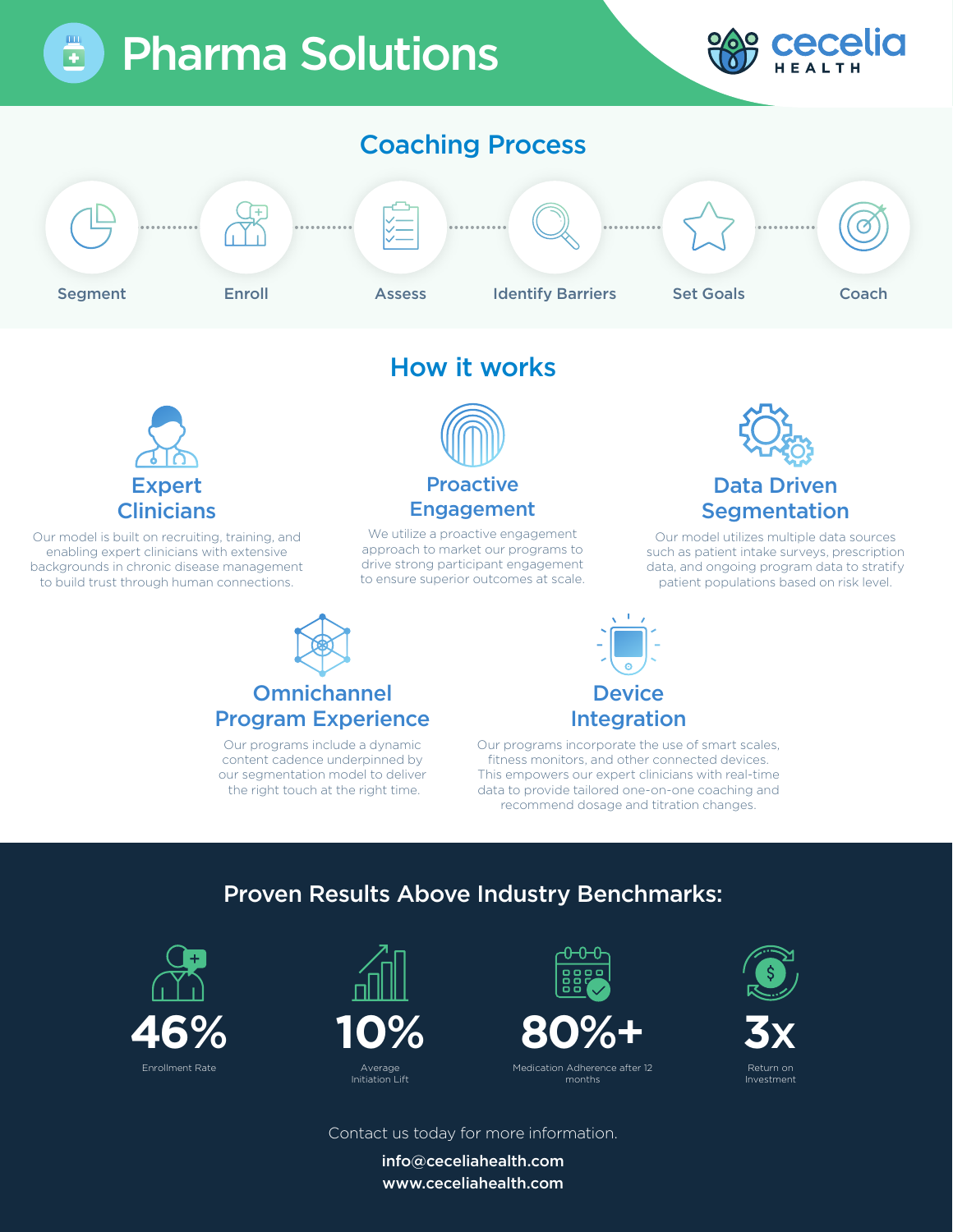# Pharma Solutions

cecelia HEALTH

## Coaching Process

Segment → Enroll → Assess → Identify Barriers → Set Goals → Coach

## How it works

### Expert Clinicians

Our model is built on recruiting, training, and enabling expert clinicians with extensive backgrounds in chronic disease management to build trust through human connections.

### Proactive Engagement

We utilize a proactive engagement approach to market our programs to drive strong participant engagement to ensure superior outcomes at scale.

### Data Driven Segmentation

Our model utilizes multiple data sources such as patient intake surveys, prescription data, and ongoing program data to stratify patient populations based on risk level.

### Omnichannel Program Experience

Our programs include a dynamic content cadence underpinned by our segmentation model to deliver the right touch at the right time.

### Device Integration

Our programs incorporate the use of smart scales, fitness monitors, and other connected devices. This empowers our expert clinicians with real-time data to provide tailored one-on-one coaching and recommend dosage and titration changes.

## Proven Results Above Industry Benchmarks:

**46%**
Enrollment Rate

**10%**
Average Initiation Lift

**80%+**
Medication Adherence after 12 months

**3x**
Return on Investment

Contact us today for more information.

**info@ceceliahealth.com**
**www.ceceliahealth.com**